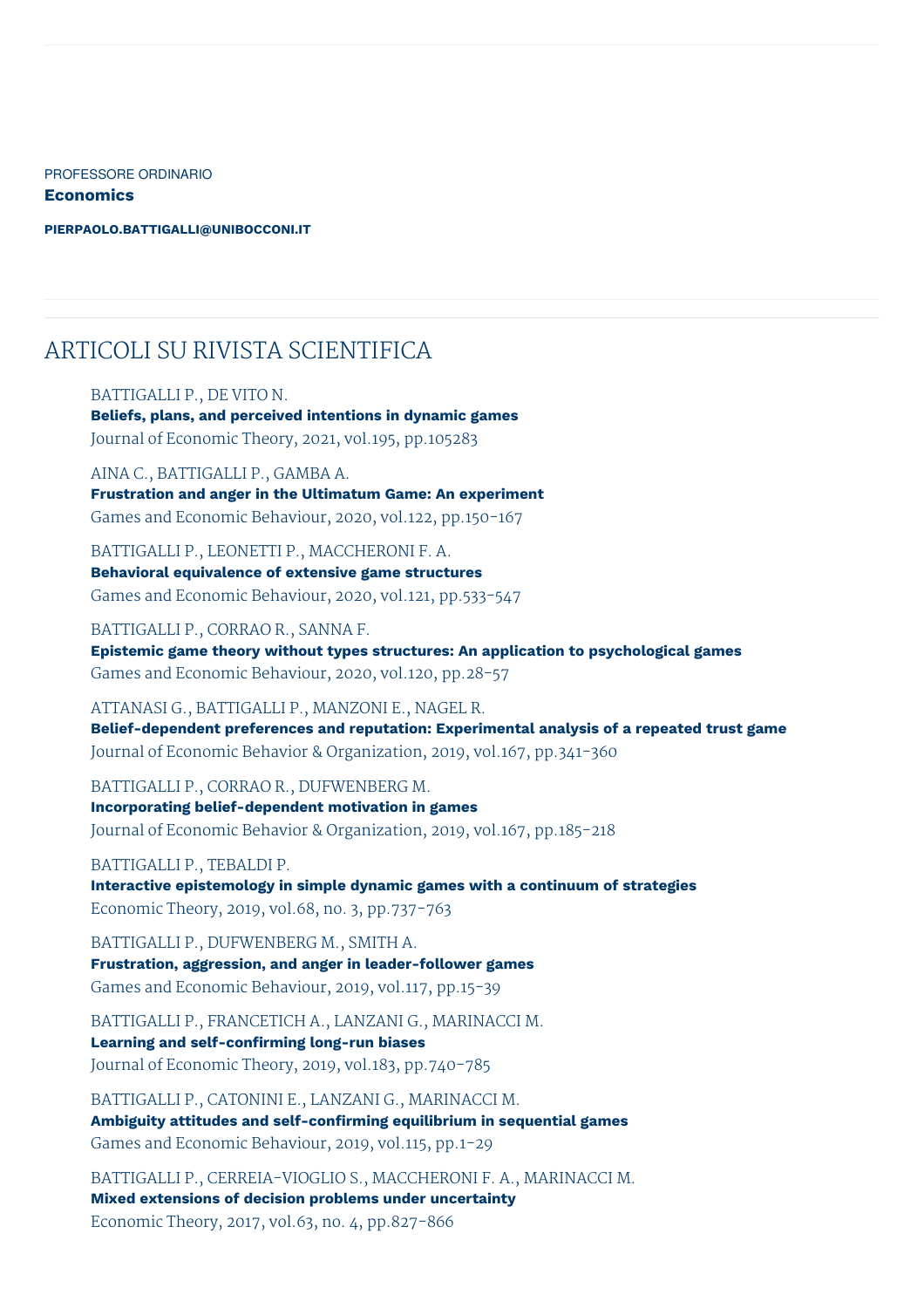PROFESSORE ORDINARIO

**Economics**

**PIERPAOLO.BATTIGALLI@UNIBOCCONI.IT**

# ARTICOLI SU RIVISTA SCIENTIFICA

BATTIGALLI P., DE VITO N.
**Beliefs, plans, and perceived intentions in dynamic games**
Journal of Economic Theory, 2021, vol.195, pp.105283

AINA C., BATTIGALLI P., GAMBA A.
**Frustration and anger in the Ultimatum Game: An experiment**
Games and Economic Behaviour, 2020, vol.122, pp.150-167

BATTIGALLI P., LEONETTI P., MACCHERONI F. A.
**Behavioral equivalence of extensive game structures**
Games and Economic Behaviour, 2020, vol.121, pp.533-547

BATTIGALLI P., CORRAO R., SANNA F.
**Epistemic game theory without types structures: An application to psychological games**
Games and Economic Behaviour, 2020, vol.120, pp.28-57

ATTANASI G., BATTIGALLI P., MANZONI E., NAGEL R.
**Belief-dependent preferences and reputation: Experimental analysis of a repeated trust game**
Journal of Economic Behavior & Organization, 2019, vol.167, pp.341-360

BATTIGALLI P., CORRAO R., DUFWENBERG M.
**Incorporating belief-dependent motivation in games**
Journal of Economic Behavior & Organization, 2019, vol.167, pp.185-218

BATTIGALLI P., TEBALDI P.
**Interactive epistemology in simple dynamic games with a continuum of strategies**
Economic Theory, 2019, vol.68, no. 3, pp.737-763

BATTIGALLI P., DUFWENBERG M., SMITH A.
**Frustration, aggression, and anger in leader-follower games**
Games and Economic Behaviour, 2019, vol.117, pp.15-39

BATTIGALLI P., FRANCETICH A., LANZANI G., MARINACCI M.
**Learning and self-confirming long-run biases**
Journal of Economic Theory, 2019, vol.183, pp.740-785

BATTIGALLI P., CATONINI E., LANZANI G., MARINACCI M.
**Ambiguity attitudes and self-confirming equilibrium in sequential games**
Games and Economic Behaviour, 2019, vol.115, pp.1-29

BATTIGALLI P., CERREIA-VIOGLIO S., MACCHERONI F. A., MARINACCI M.
**Mixed extensions of decision problems under uncertainty**
Economic Theory, 2017, vol.63, no. 4, pp.827-866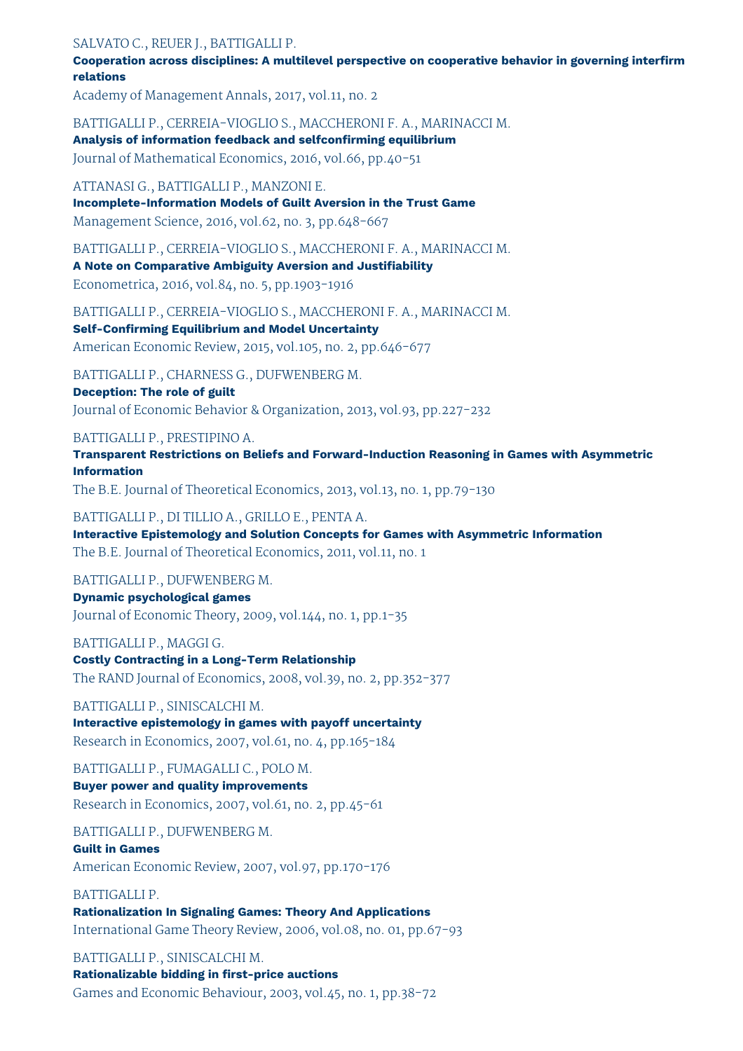SALVATO C., REUER J., BATTIGALLI P.
**Cooperation across disciplines: A multilevel perspective on cooperative behavior in governing interfirm relations**
Academy of Management Annals, 2017, vol.11, no. 2

BATTIGALLI P., CERREIA-VIOGLIO S., MACCHERONI F. A., MARINACCI M.
**Analysis of information feedback and selfconfirming equilibrium**
Journal of Mathematical Economics, 2016, vol.66, pp.40-51

ATTANASI G., BATTIGALLI P., MANZONI E.
**Incomplete-Information Models of Guilt Aversion in the Trust Game**
Management Science, 2016, vol.62, no. 3, pp.648-667

BATTIGALLI P., CERREIA-VIOGLIO S., MACCHERONI F. A., MARINACCI M.
**A Note on Comparative Ambiguity Aversion and Justifiability**
Econometrica, 2016, vol.84, no. 5, pp.1903-1916

BATTIGALLI P., CERREIA-VIOGLIO S., MACCHERONI F. A., MARINACCI M.
**Self-Confirming Equilibrium and Model Uncertainty**
American Economic Review, 2015, vol.105, no. 2, pp.646-677

BATTIGALLI P., CHARNESS G., DUFWENBERG M.
**Deception: The role of guilt**
Journal of Economic Behavior & Organization, 2013, vol.93, pp.227-232

BATTIGALLI P., PRESTIPINO A.
**Transparent Restrictions on Beliefs and Forward-Induction Reasoning in Games with Asymmetric Information**
The B.E. Journal of Theoretical Economics, 2013, vol.13, no. 1, pp.79-130

BATTIGALLI P., DI TILLIO A., GRILLO E., PENTA A.
**Interactive Epistemology and Solution Concepts for Games with Asymmetric Information**
The B.E. Journal of Theoretical Economics, 2011, vol.11, no. 1

BATTIGALLI P., DUFWENBERG M.
**Dynamic psychological games**
Journal of Economic Theory, 2009, vol.144, no. 1, pp.1-35

BATTIGALLI P., MAGGI G.
**Costly Contracting in a Long-Term Relationship**
The RAND Journal of Economics, 2008, vol.39, no. 2, pp.352-377

BATTIGALLI P., SINISCALCHI M.
**Interactive epistemology in games with payoff uncertainty**
Research in Economics, 2007, vol.61, no. 4, pp.165-184

BATTIGALLI P., FUMAGALLI C., POLO M.
**Buyer power and quality improvements**
Research in Economics, 2007, vol.61, no. 2, pp.45-61

BATTIGALLI P., DUFWENBERG M.
**Guilt in Games**
American Economic Review, 2007, vol.97, pp.170-176

BATTIGALLI P.
**Rationalization In Signaling Games: Theory And Applications**
International Game Theory Review, 2006, vol.08, no. 01, pp.67-93

BATTIGALLI P., SINISCALCHI M.
**Rationalizable bidding in first-price auctions**
Games and Economic Behaviour, 2003, vol.45, no. 1, pp.38-72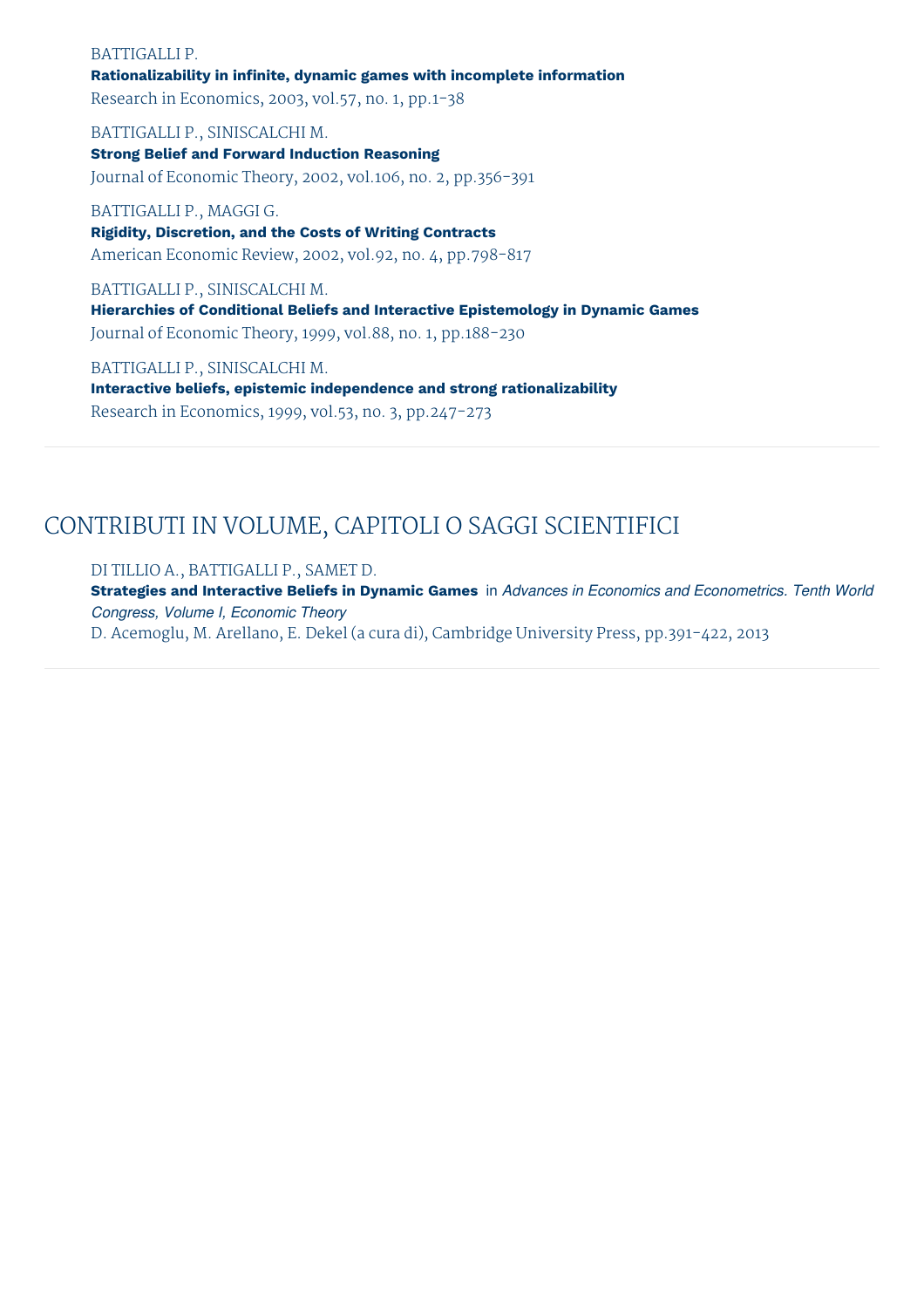BATTIGALLI P.
**Rationalizability in infinite, dynamic games with incomplete information**
Research in Economics, 2003, vol.57, no. 1, pp.1-38

BATTIGALLI P., SINISCALCHI M.
**Strong Belief and Forward Induction Reasoning**
Journal of Economic Theory, 2002, vol.106, no. 2, pp.356-391

BATTIGALLI P., MAGGI G.
**Rigidity, Discretion, and the Costs of Writing Contracts**
American Economic Review, 2002, vol.92, no. 4, pp.798-817

BATTIGALLI P., SINISCALCHI M.
**Hierarchies of Conditional Beliefs and Interactive Epistemology in Dynamic Games**
Journal of Economic Theory, 1999, vol.88, no. 1, pp.188-230

BATTIGALLI P., SINISCALCHI M.
**Interactive beliefs, epistemic independence and strong rationalizability**
Research in Economics, 1999, vol.53, no. 3, pp.247-273

## CONTRIBUTI IN VOLUME, CAPITOLI O SAGGI SCIENTIFICI

DI TILLIO A., BATTIGALLI P., SAMET D.
**Strategies and Interactive Beliefs in Dynamic Games** in *Advances in Economics and Econometrics. Tenth World Congress, Volume I, Economic Theory*
D. Acemoglu, M. Arellano, E. Dekel (a cura di), Cambridge University Press, pp.391-422, 2013